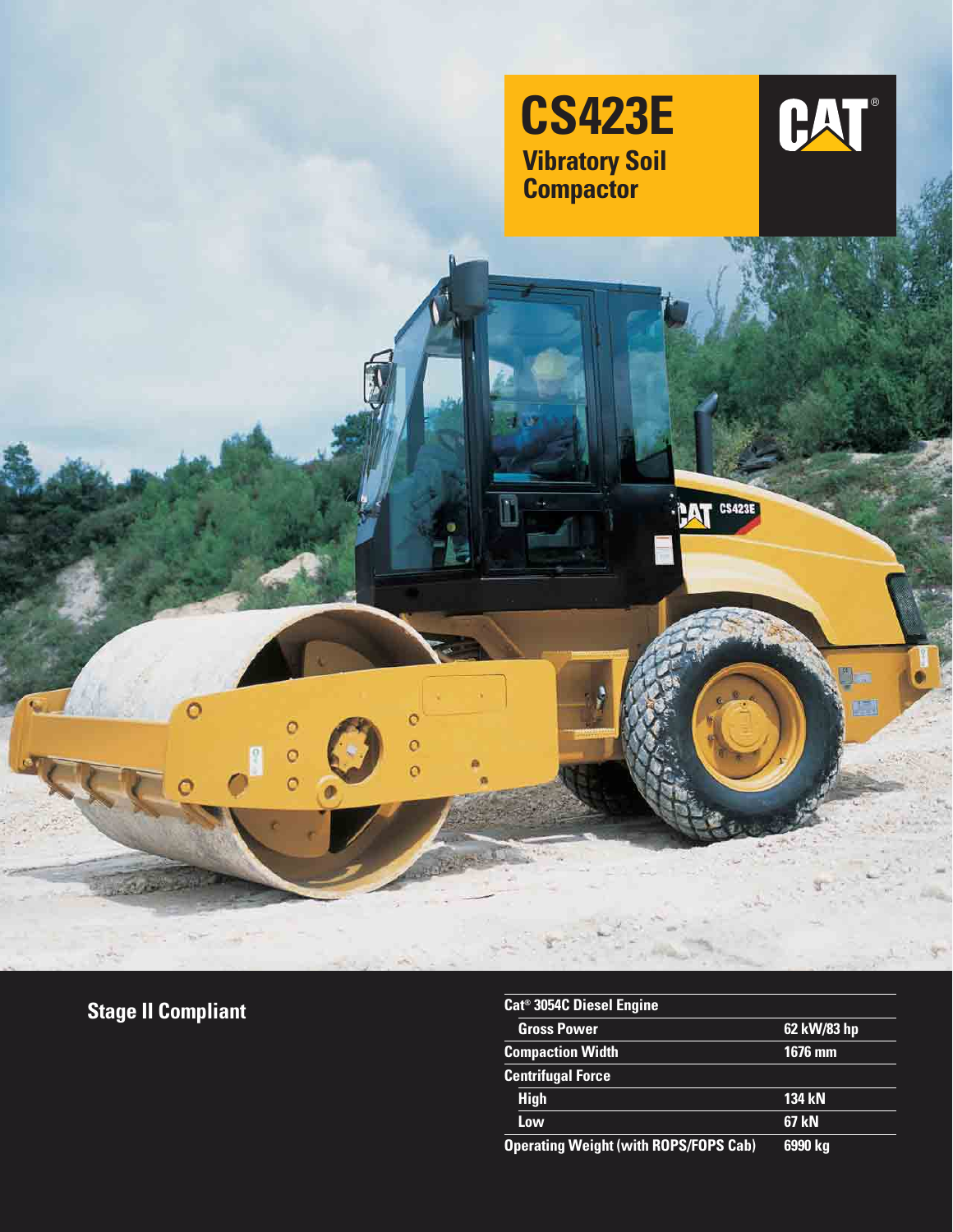# CS423E

## Vibratory Soil Compactor

**Stage II Compliant**

| | |
|---|---|
| **Cat® 3054C Diesel Engine** | |
| Gross Power | 62 kW/83 hp |
| **Compaction Width** | 1676 mm |
| **Centrifugal Force** | |
| High | 134 kN |
| Low | 67 kN |
| **Operating Weight (with ROPS/FOPS Cab)** | 6990 kg |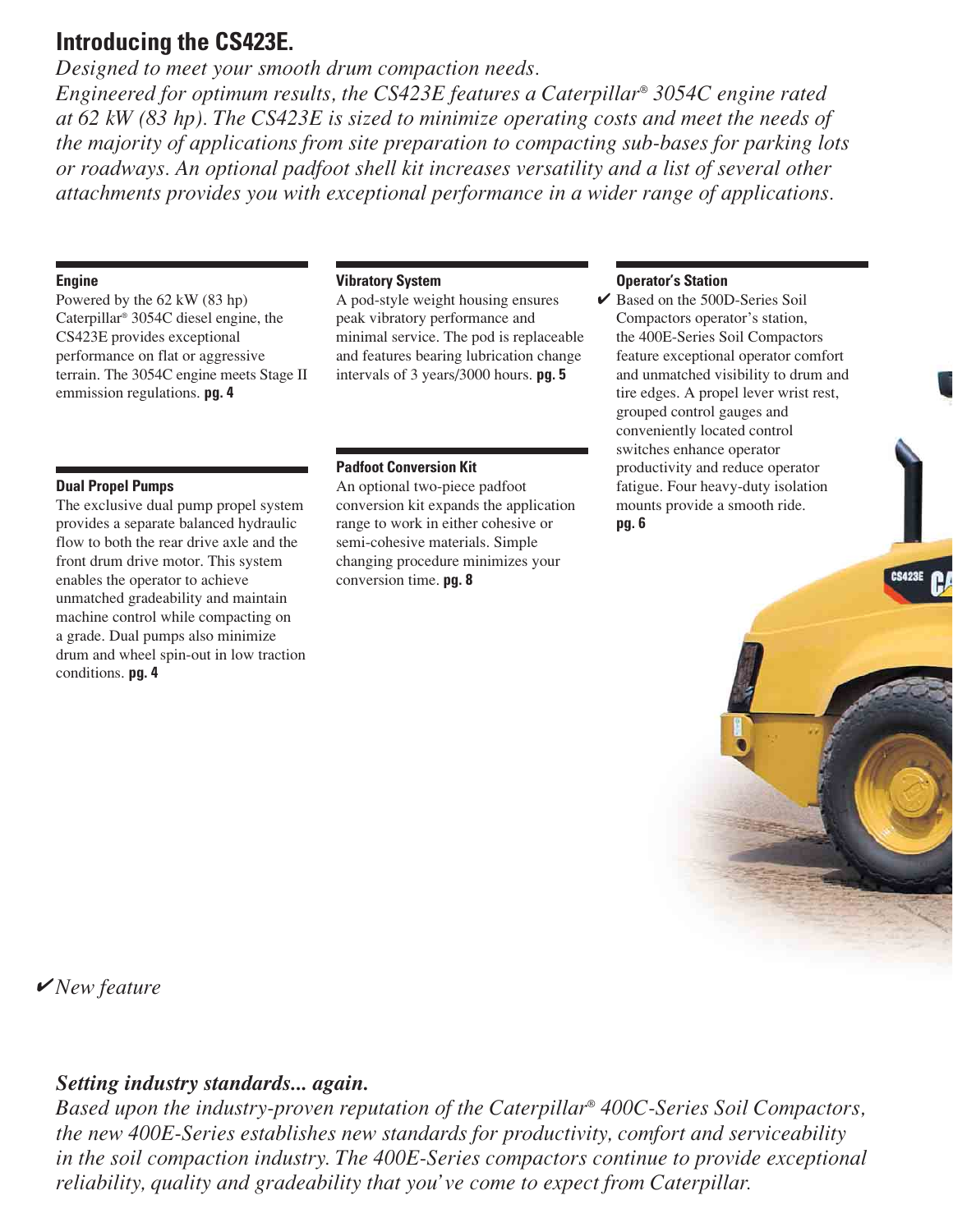# Introducing the CS423E.

*Designed to meet your smooth drum compaction needs.*
*Engineered for optimum results, the CS423E features a Caterpillar® 3054C engine rated at 62 kW (83 hp). The CS423E is sized to minimize operating costs and meet the needs of the majority of applications from site preparation to compacting sub-bases for parking lots or roadways. An optional padfoot shell kit increases versatility and a list of several other attachments provides you with exceptional performance in a wider range of applications.*

### Engine

Powered by the 62 kW (83 hp) Caterpillar® 3054C diesel engine, the CS423E provides exceptional performance on flat or aggressive terrain. The 3054C engine meets Stage II emmission regulations. **pg. 4**

### Dual Propel Pumps

The exclusive dual pump propel system provides a separate balanced hydraulic flow to both the rear drive axle and the front drum drive motor. This system enables the operator to achieve unmatched gradeability and maintain machine control while compacting on a grade. Dual pumps also minimize drum and wheel spin-out in low traction conditions. **pg. 4**

### Vibratory System

A pod-style weight housing ensures peak vibratory performance and minimal service. The pod is replaceable and features bearing lubrication change intervals of 3 years/3000 hours. **pg. 5**

### Padfoot Conversion Kit

An optional two-piece padfoot conversion kit expands the application range to work in either cohesive or semi-cohesive materials. Simple changing procedure minimizes your conversion time. **pg. 8**

### Operator's Station

✔ Based on the 500D-Series Soil Compactors operator's station, the 400E-Series Soil Compactors feature exceptional operator comfort and unmatched visibility to drum and tire edges. A propel lever wrist rest, grouped control gauges and conveniently located control switches enhance operator productivity and reduce operator fatigue. Four heavy-duty isolation mounts provide a smooth ride. **pg. 6**

✔*New feature*

## *Setting industry standards... again.*

*Based upon the industry-proven reputation of the Caterpillar® 400C-Series Soil Compactors, the new 400E-Series establishes new standards for productivity, comfort and serviceability in the soil compaction industry. The 400E-Series compactors continue to provide exceptional reliability, quality and gradeability that you've come to expect from Caterpillar.*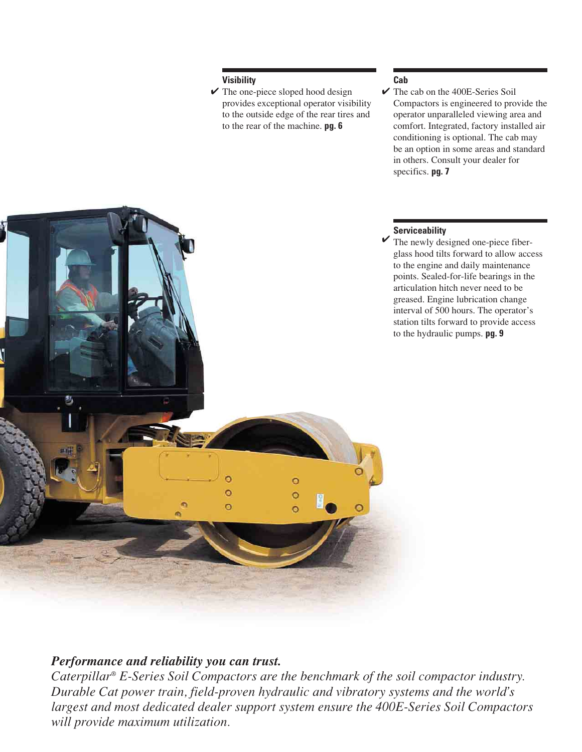### Visibility

✔ The one-piece sloped hood design provides exceptional operator visibility to the outside edge of the rear tires and to the rear of the machine. **pg. 6**

### Cab

✔ The cab on the 400E-Series Soil Compactors is engineered to provide the operator unparalleled viewing area and comfort. Integrated, factory installed air conditioning is optional. The cab may be an option in some areas and standard in others. Consult your dealer for specifics. **pg. 7**

### Serviceability

✔ The newly designed one-piece fiber-glass hood tilts forward to allow access to the engine and daily maintenance points. Sealed-for-life bearings in the articulation hitch never need to be greased. Engine lubrication change interval of 500 hours. The operator's station tilts forward to provide access to the hydraulic pumps. **pg. 9**

***Performance and reliability you can trust.***

*Caterpillar® E-Series Soil Compactors are the benchmark of the soil compactor industry. Durable Cat power train, field-proven hydraulic and vibratory systems and the world's largest and most dedicated dealer support system ensure the 400E-Series Soil Compactors will provide maximum utilization.*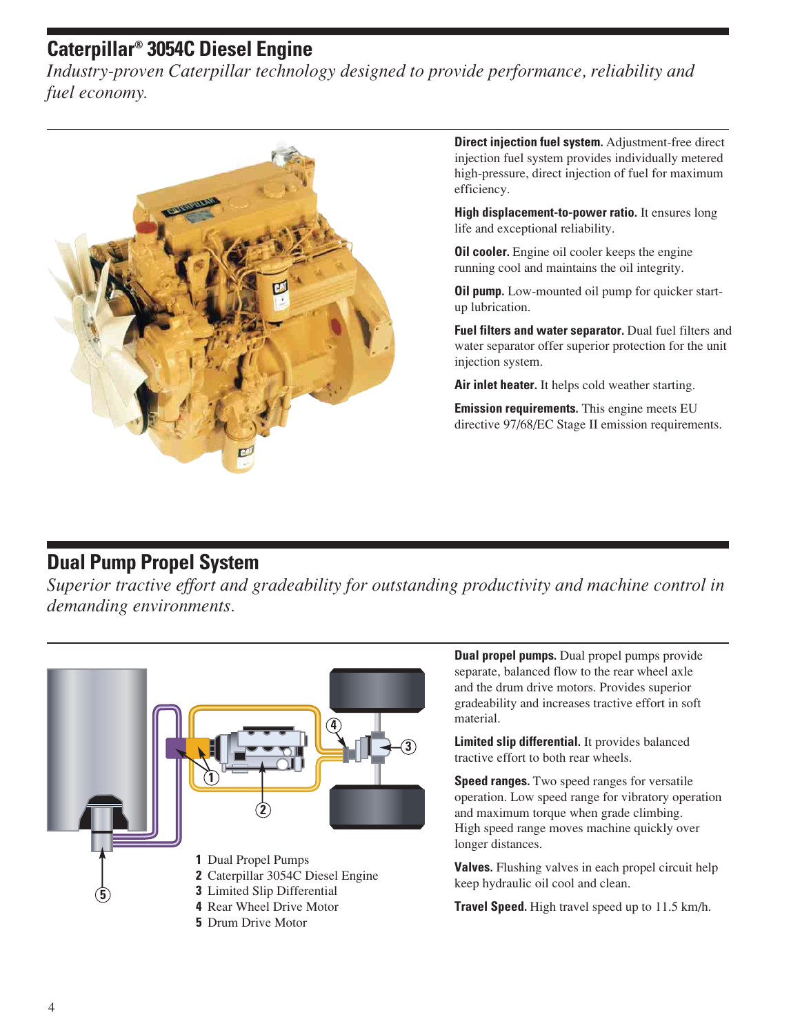## Caterpillar® 3054C Diesel Engine

*Industry-proven Caterpillar technology designed to provide performance, reliability and fuel economy.*

**Direct injection fuel system.** Adjustment-free direct injection fuel system provides individually metered high-pressure, direct injection of fuel for maximum efficiency.

**High displacement-to-power ratio.** It ensures long life and exceptional reliability.

**Oil cooler.** Engine oil cooler keeps the engine running cool and maintains the oil integrity.

**Oil pump.** Low-mounted oil pump for quicker start-up lubrication.

**Fuel filters and water separator.** Dual fuel filters and water separator offer superior protection for the unit injection system.

**Air inlet heater.** It helps cold weather starting.

**Emission requirements.** This engine meets EU directive 97/68/EC Stage II emission requirements.

## Dual Pump Propel System

*Superior tractive effort and gradeability for outstanding productivity and machine control in demanding environments.*

1. Dual Propel Pumps
2. Caterpillar 3054C Diesel Engine
3. Limited Slip Differential
4. Rear Wheel Drive Motor
5. Drum Drive Motor

**Dual propel pumps.** Dual propel pumps provide separate, balanced flow to the rear wheel axle and the drum drive motors. Provides superior gradeability and increases tractive effort in soft material.

**Limited slip differential.** It provides balanced tractive effort to both rear wheels.

**Speed ranges.** Two speed ranges for versatile operation. Low speed range for vibratory operation and maximum torque when grade climbing. High speed range moves machine quickly over longer distances.

**Valves.** Flushing valves in each propel circuit help keep hydraulic oil cool and clean.

**Travel Speed.** High travel speed up to 11.5 km/h.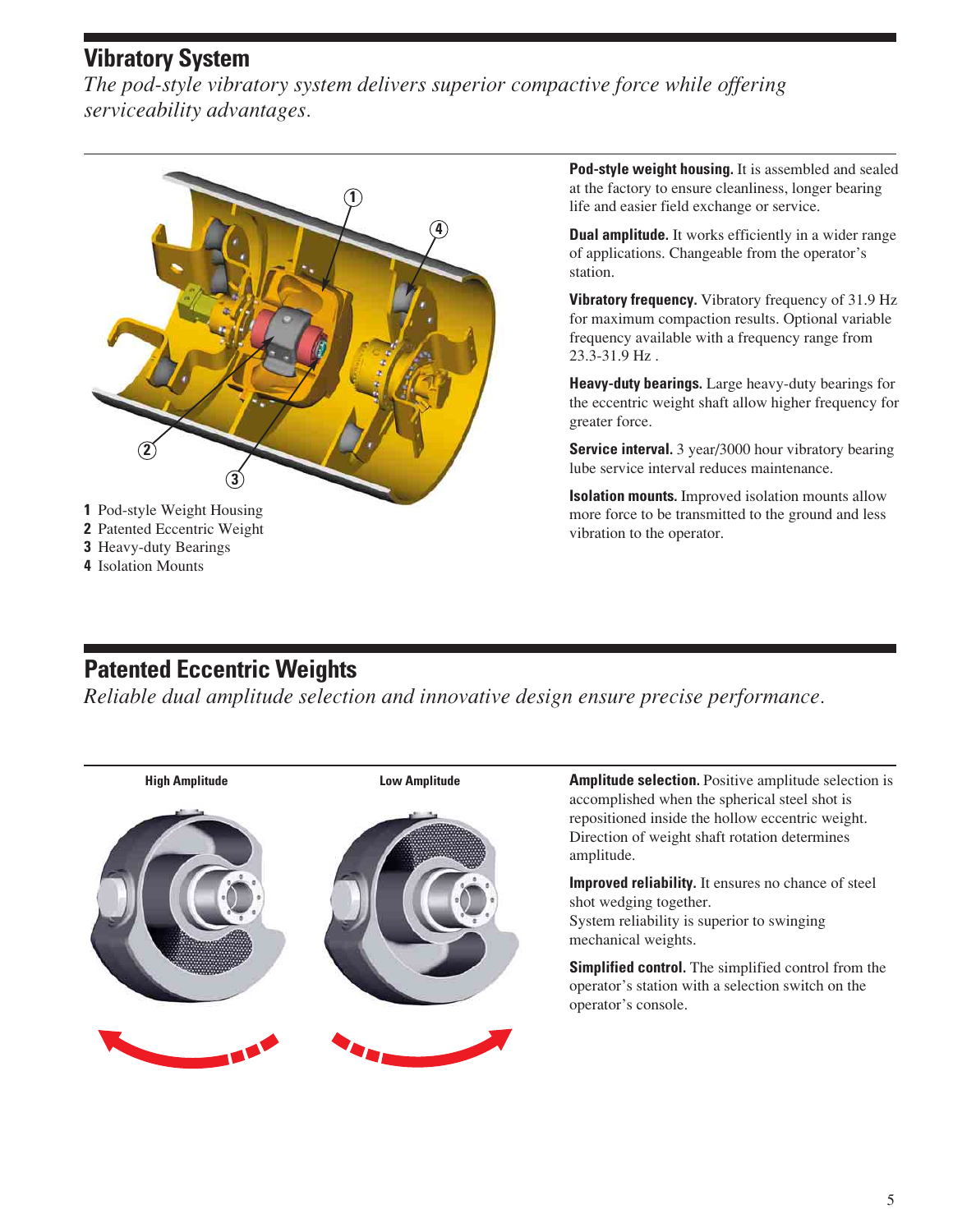## Vibratory System

*The pod-style vibratory system delivers superior compactive force while offering serviceability advantages.*

**1** Pod-style Weight Housing
**2** Patented Eccentric Weight
**3** Heavy-duty Bearings
**4** Isolation Mounts

**Pod-style weight housing.** It is assembled and sealed at the factory to ensure cleanliness, longer bearing life and easier field exchange or service.

**Dual amplitude.** It works efficiently in a wider range of applications. Changeable from the operator's station.

**Vibratory frequency.** Vibratory frequency of 31.9 Hz for maximum compaction results. Optional variable frequency available with a frequency range from 23.3-31.9 Hz .

**Heavy-duty bearings.** Large heavy-duty bearings for the eccentric weight shaft allow higher frequency for greater force.

**Service interval.** 3 year/3000 hour vibratory bearing lube service interval reduces maintenance.

**Isolation mounts.** Improved isolation mounts allow more force to be transmitted to the ground and less vibration to the operator.

## Patented Eccentric Weights

*Reliable dual amplitude selection and innovative design ensure precise performance.*

**High Amplitude**

**Low Amplitude**

**Amplitude selection.** Positive amplitude selection is accomplished when the spherical steel shot is repositioned inside the hollow eccentric weight. Direction of weight shaft rotation determines amplitude.

**Improved reliability.** It ensures no chance of steel shot wedging together.
System reliability is superior to swinging mechanical weights.

**Simplified control.** The simplified control from the operator's station with a selection switch on the operator's console.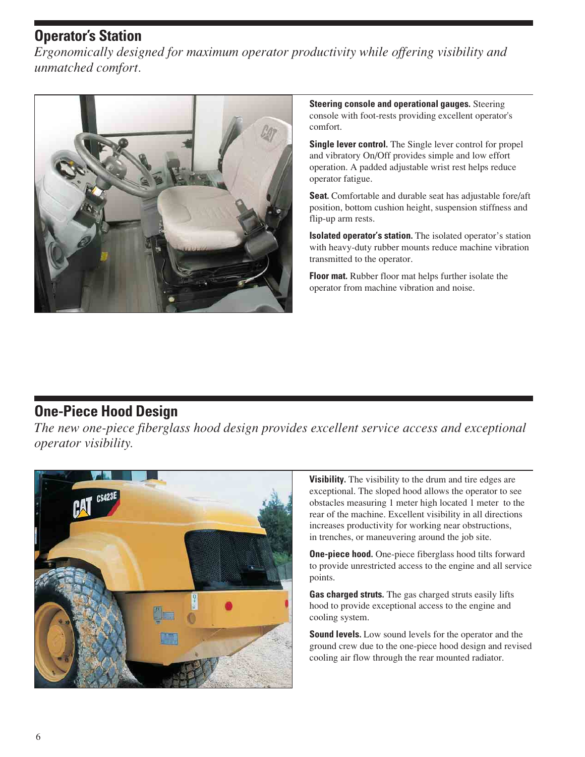## Operator's Station

*Ergonomically designed for maximum operator productivity while offering visibility and unmatched comfort.*

**Steering console and operational gauges.** Steering console with foot-rests providing excellent operator's comfort.

**Single lever control.** The Single lever control for propel and vibratory On/Off provides simple and low effort operation. A padded adjustable wrist rest helps reduce operator fatigue.

**Seat.** Comfortable and durable seat has adjustable fore/aft position, bottom cushion height, suspension stiffness and flip-up arm rests.

**Isolated operator's station.** The isolated operator's station with heavy-duty rubber mounts reduce machine vibration transmitted to the operator.

**Floor mat.** Rubber floor mat helps further isolate the operator from machine vibration and noise.

## One-Piece Hood Design

*The new one-piece fiberglass hood design provides excellent service access and exceptional operator visibility.*

**Visibility.** The visibility to the drum and tire edges are exceptional. The sloped hood allows the operator to see obstacles measuring 1 meter high located 1 meter to the rear of the machine. Excellent visibility in all directions increases productivity for working near obstructions, in trenches, or maneuvering around the job site.

**One-piece hood.** One-piece fiberglass hood tilts forward to provide unrestricted access to the engine and all service points.

**Gas charged struts.** The gas charged struts easily lifts hood to provide exceptional access to the engine and cooling system.

**Sound levels.** Low sound levels for the operator and the ground crew due to the one-piece hood design and revised cooling air flow through the rear mounted radiator.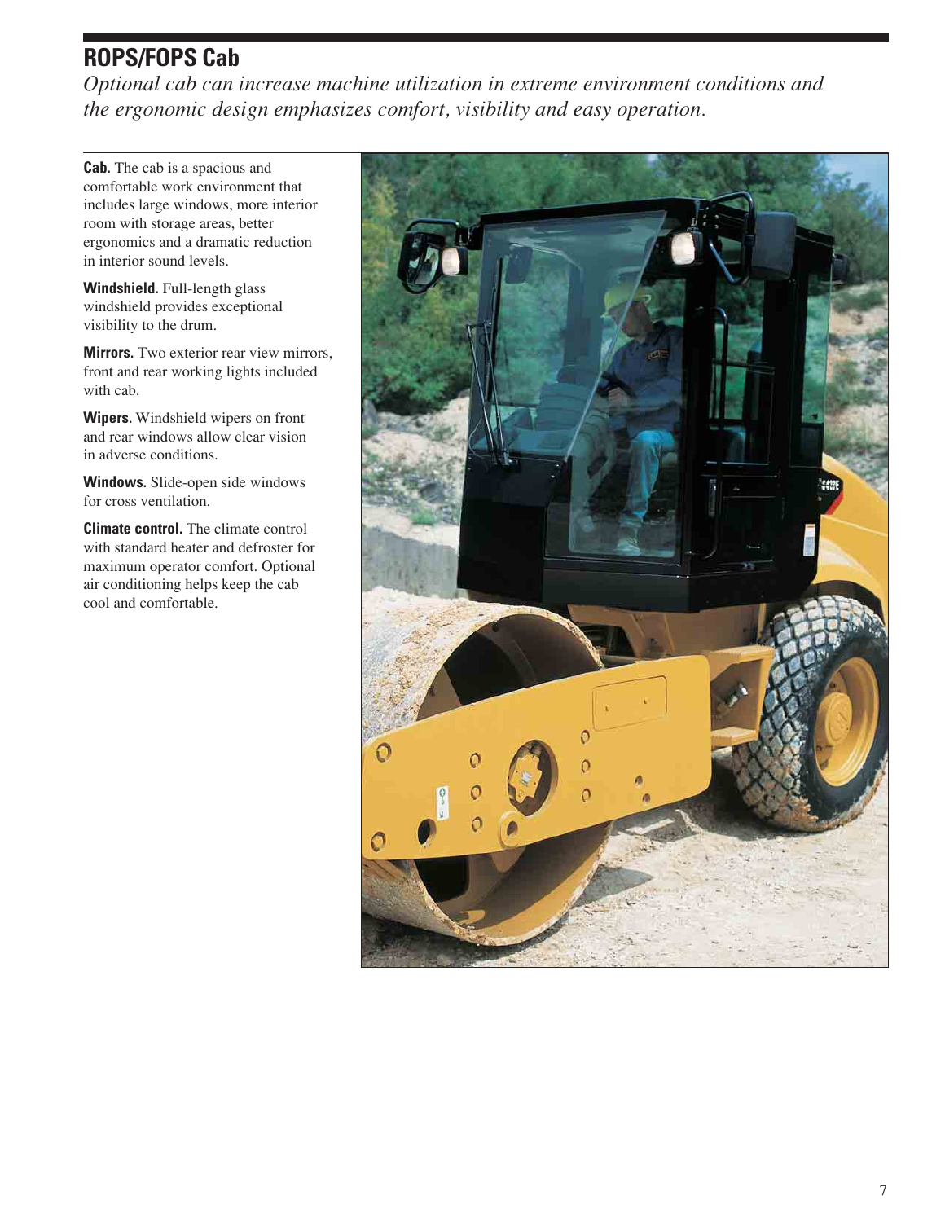## ROPS/FOPS Cab

*Optional cab can increase machine utilization in extreme environment conditions and the ergonomic design emphasizes comfort, visibility and easy operation.*

**Cab.** The cab is a spacious and comfortable work environment that includes large windows, more interior room with storage areas, better ergonomics and a dramatic reduction in interior sound levels.

**Windshield.** Full-length glass windshield provides exceptional visibility to the drum.

**Mirrors.** Two exterior rear view mirrors, front and rear working lights included with cab.

**Wipers.** Windshield wipers on front and rear windows allow clear vision in adverse conditions.

**Windows.** Slide-open side windows for cross ventilation.

**Climate control.** The climate control with standard heater and defroster for maximum operator comfort. Optional air conditioning helps keep the cab cool and comfortable.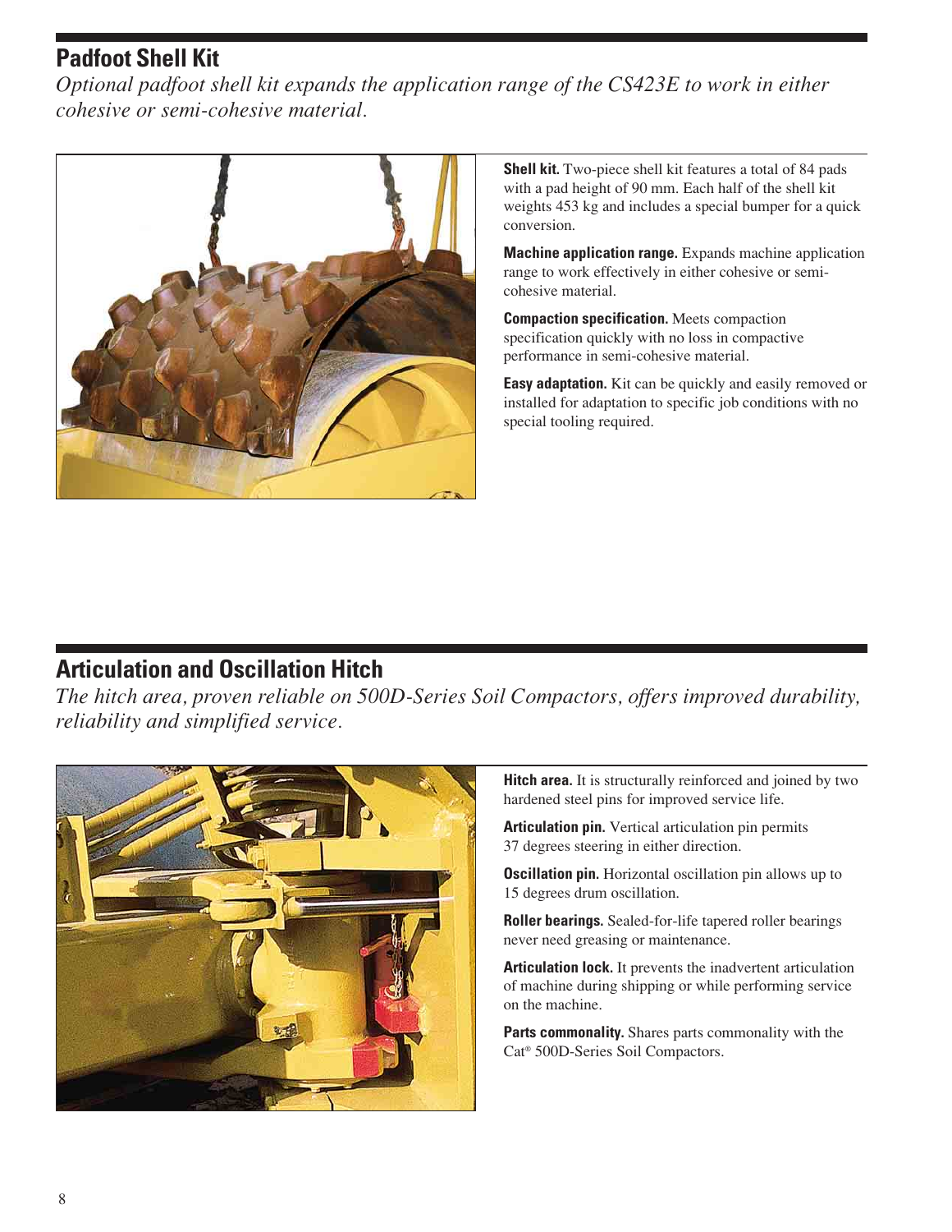## Padfoot Shell Kit

*Optional padfoot shell kit expands the application range of the CS423E to work in either cohesive or semi-cohesive material.*

**Shell kit.** Two-piece shell kit features a total of 84 pads with a pad height of 90 mm. Each half of the shell kit weights 453 kg and includes a special bumper for a quick conversion.

**Machine application range.** Expands machine application range to work effectively in either cohesive or semi-cohesive material.

**Compaction specification.** Meets compaction specification quickly with no loss in compactive performance in semi-cohesive material.

**Easy adaptation.** Kit can be quickly and easily removed or installed for adaptation to specific job conditions with no special tooling required.

## Articulation and Oscillation Hitch

*The hitch area, proven reliable on 500D-Series Soil Compactors, offers improved durability, reliability and simplified service.*

**Hitch area.** It is structurally reinforced and joined by two hardened steel pins for improved service life.

**Articulation pin.** Vertical articulation pin permits 37 degrees steering in either direction.

**Oscillation pin.** Horizontal oscillation pin allows up to 15 degrees drum oscillation.

**Roller bearings.** Sealed-for-life tapered roller bearings never need greasing or maintenance.

**Articulation lock.** It prevents the inadvertent articulation of machine during shipping or while performing service on the machine.

**Parts commonality.** Shares parts commonality with the Cat® 500D-Series Soil Compactors.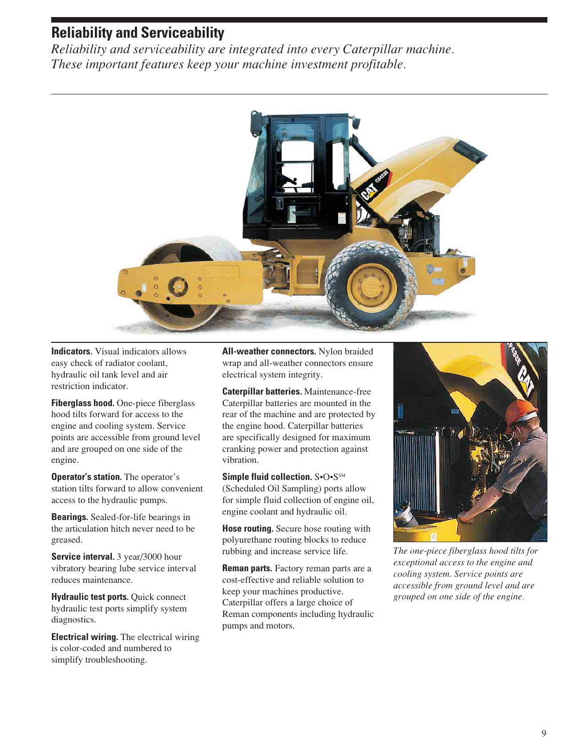## Reliability and Serviceability

*Reliability and serviceability are integrated into every Caterpillar machine. These important features keep your machine investment profitable.*

**Indicators.** Visual indicators allows easy check of radiator coolant, hydraulic oil tank level and air restriction indicator.

**Fiberglass hood.** One-piece fiberglass hood tilts forward for access to the engine and cooling system. Service points are accessible from ground level and are grouped on one side of the engine.

**Operator's station.** The operator's station tilts forward to allow convenient access to the hydraulic pumps.

**Bearings.** Sealed-for-life bearings in the articulation hitch never need to be greased.

**Service interval.** 3 year/3000 hour vibratory bearing lube service interval reduces maintenance.

**Hydraulic test ports.** Quick connect hydraulic test ports simplify system diagnostics.

**Electrical wiring.** The electrical wiring is color-coded and numbered to simplify troubleshooting.

**All-weather connectors.** Nylon braided wrap and all-weather connectors ensure electrical system integrity.

**Caterpillar batteries.** Maintenance-free Caterpillar batteries are mounted in the rear of the machine and are protected by the engine hood. Caterpillar batteries are specifically designed for maximum cranking power and protection against vibration.

**Simple fluid collection.** S•O•S℠ (Scheduled Oil Sampling) ports allow for simple fluid collection of engine oil, engine coolant and hydraulic oil.

**Hose routing.** Secure hose routing with polyurethane routing blocks to reduce rubbing and increase service life.

**Reman parts.** Factory reman parts are a cost-effective and reliable solution to keep your machines productive. Caterpillar offers a large choice of Reman components including hydraulic pumps and motors.

*The one-piece fiberglass hood tilts for exceptional access to the engine and cooling system. Service points are accessible from ground level and are grouped on one side of the engine.*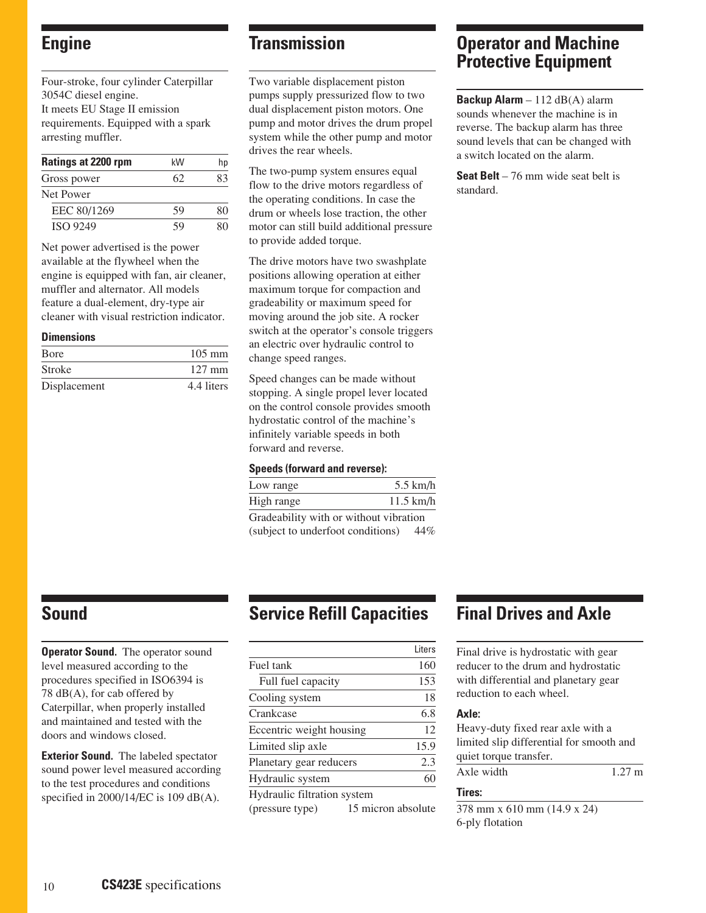## Engine

Four-stroke, four cylinder Caterpillar 3054C diesel engine.
It meets EU Stage II emission requirements. Equipped with a spark arresting muffler.

| Ratings at 2200 rpm | kW | hp |
|---|---|---|
| Gross power | 62 | 83 |
| Net Power | | |
| EEC 80/1269 | 59 | 80 |
| ISO 9249 | 59 | 80 |

Net power advertised is the power available at the flywheel when the engine is equipped with fan, air cleaner, muffler and alternator. All models feature a dual-element, dry-type air cleaner with visual restriction indicator.

**Dimensions**

| | |
|---|---|
| Bore | 105 mm |
| Stroke | 127 mm |
| Displacement | 4.4 liters |

## Transmission

Two variable displacement piston pumps supply pressurized flow to two dual displacement piston motors. One pump and motor drives the drum propel system while the other pump and motor drives the rear wheels.

The two-pump system ensures equal flow to the drive motors regardless of the operating conditions. In case the drum or wheels lose traction, the other motor can still build additional pressure to provide added torque.

The drive motors have two swashplate positions allowing operation at either maximum torque for compaction and gradeability or maximum speed for moving around the job site. A rocker switch at the operator's console triggers an electric over hydraulic control to change speed ranges.

Speed changes can be made without stopping. A single propel lever located on the control console provides smooth hydrostatic control of the machine's infinitely variable speeds in both forward and reverse.

**Speeds (forward and reverse):**

| | |
|---|---|
| Low range | 5.5 km/h |
| High range | 11.5 km/h |
| Gradeability with or without vibration (subject to underfoot conditions) | 44% |

## Operator and Machine Protective Equipment

**Backup Alarm** – 112 dB(A) alarm sounds whenever the machine is in reverse. The backup alarm has three sound levels that can be changed with a switch located on the alarm.

**Seat Belt** – 76 mm wide seat belt is standard.

## Sound

**Operator Sound.** The operator sound level measured according to the procedures specified in ISO6394 is 78 dB(A), for cab offered by Caterpillar, when properly installed and maintained and tested with the doors and windows closed.

**Exterior Sound.** The labeled spectator sound power level measured according to the test procedures and conditions specified in 2000/14/EC is 109 dB(A).

## Service Refill Capacities

| | Liters |
|---|---|
| Fuel tank | 160 |
| Full fuel capacity | 153 |
| Cooling system | 18 |
| Crankcase | 6.8 |
| Eccentric weight housing | 12 |
| Limited slip axle | 15.9 |
| Planetary gear reducers | 2.3 |
| Hydraulic system | 60 |
| Hydraulic filtration system (pressure type) | 15 micron absolute |

## Final Drives and Axle

Final drive is hydrostatic with gear reducer to the drum and hydrostatic with differential and planetary gear reduction to each wheel.

**Axle:**

Heavy-duty fixed rear axle with a limited slip differential for smooth and quiet torque transfer.

| | |
|---|---|
| Axle width | 1.27 m |

**Tires:**

378 mm x 610 mm (14.9 x 24)
6-ply flotation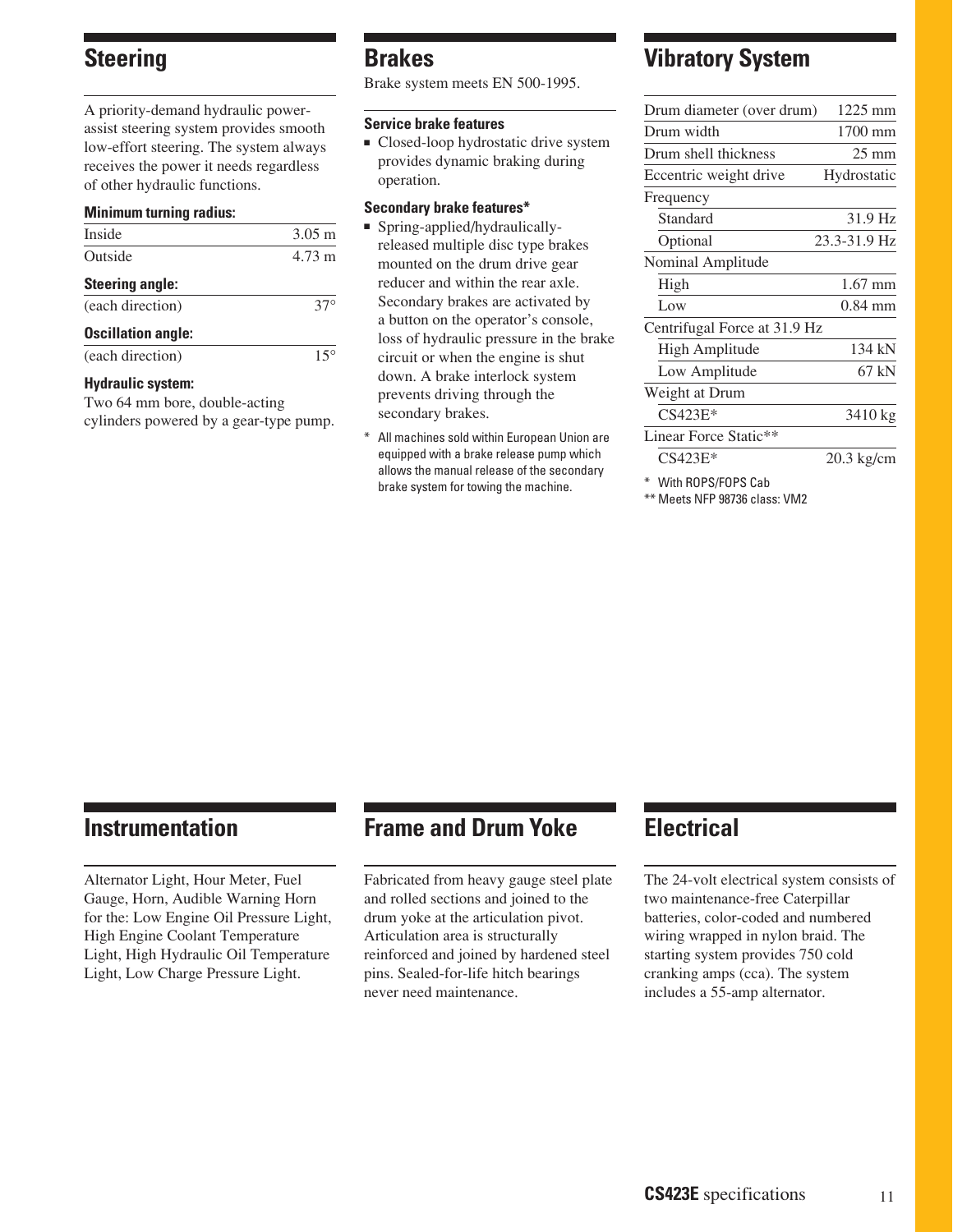## Steering

A priority-demand hydraulic power-assist steering system provides smooth low-effort steering. The system always receives the power it needs regardless of other hydraulic functions.

**Minimum turning radius:**

| | |
|---|---|
| Inside | 3.05 m |
| Outside | 4.73 m |

**Steering angle:**

| | |
|---|---|
| (each direction) | 37° |

**Oscillation angle:**

| | |
|---|---|
| (each direction) | 15° |

**Hydraulic system:**

Two 64 mm bore, double-acting cylinders powered by a gear-type pump.

## Brakes

Brake system meets EN 500-1995.

**Service brake features**

- Closed-loop hydrostatic drive system provides dynamic braking during operation.

**Secondary brake features***

- Spring-applied/hydraulically-released multiple disc type brakes mounted on the drum drive gear reducer and within the rear axle. Secondary brakes are activated by a button on the operator's console, loss of hydraulic pressure in the brake circuit or when the engine is shut down. A brake interlock system prevents driving through the secondary brakes.

\* All machines sold within European Union are equipped with a brake release pump which allows the manual release of the secondary brake system for towing the machine.

## Vibratory System

| | |
|---|---|
| Drum diameter (over drum) | 1225 mm |
| Drum width | 1700 mm |
| Drum shell thickness | 25 mm |
| Eccentric weight drive | Hydrostatic |
| Frequency | |
| Standard | 31.9 Hz |
| Optional | 23.3-31.9 Hz |
| Nominal Amplitude | |
| High | 1.67 mm |
| Low | 0.84 mm |
| Centrifugal Force at 31.9 Hz | |
| High Amplitude | 134 kN |
| Low Amplitude | 67 kN |
| Weight at Drum | |
| CS423E* | 3410 kg |
| Linear Force Static** | |
| CS423E* | 20.3 kg/cm |

\* With ROPS/FOPS Cab

** Meets NFP 98736 class: VM2

## Instrumentation

Alternator Light, Hour Meter, Fuel Gauge, Horn, Audible Warning Horn for the: Low Engine Oil Pressure Light, High Engine Coolant Temperature Light, High Hydraulic Oil Temperature Light, Low Charge Pressure Light.

## Frame and Drum Yoke

Fabricated from heavy gauge steel plate and rolled sections and joined to the drum yoke at the articulation pivot. Articulation area is structurally reinforced and joined by hardened steel pins. Sealed-for-life hitch bearings never need maintenance.

## Electrical

The 24-volt electrical system consists of two maintenance-free Caterpillar batteries, color-coded and numbered wiring wrapped in nylon braid. The starting system provides 750 cold cranking amps (cca). The system includes a 55-amp alternator.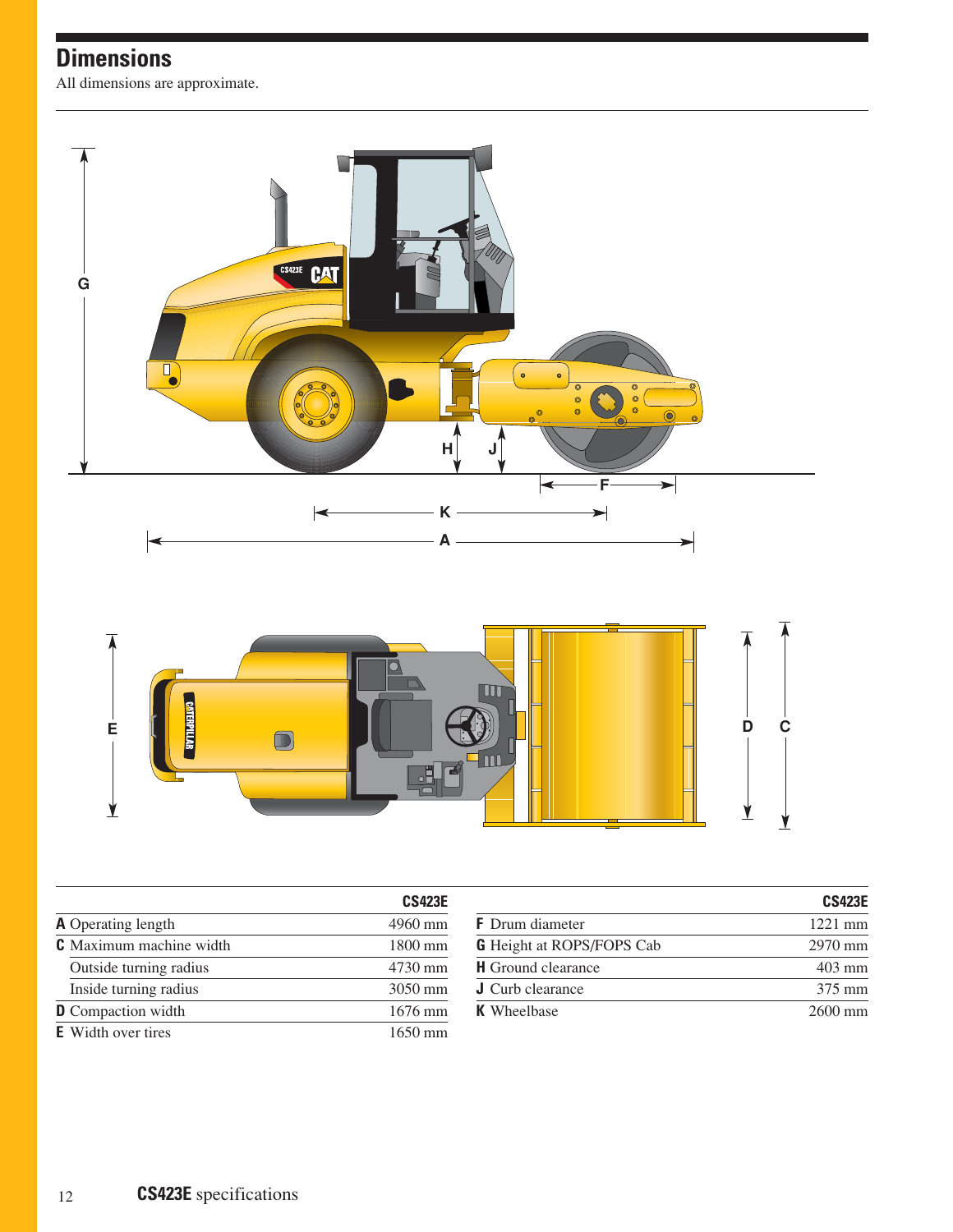# Dimensions

All dimensions are approximate.

| | CS423E |
|---|---|
| **A** Operating length | 4960 mm |
| **C** Maximum machine width | 1800 mm |
| Outside turning radius | 4730 mm |
| Inside turning radius | 3050 mm |
| **D** Compaction width | 1676 mm |
| **E** Width over tires | 1650 mm |

| | CS423E |
|---|---|
| **F** Drum diameter | 1221 mm |
| **G** Height at ROPS/FOPS Cab | 2970 mm |
| **H** Ground clearance | 403 mm |
| **J** Curb clearance | 375 mm |
| **K** Wheelbase | 2600 mm |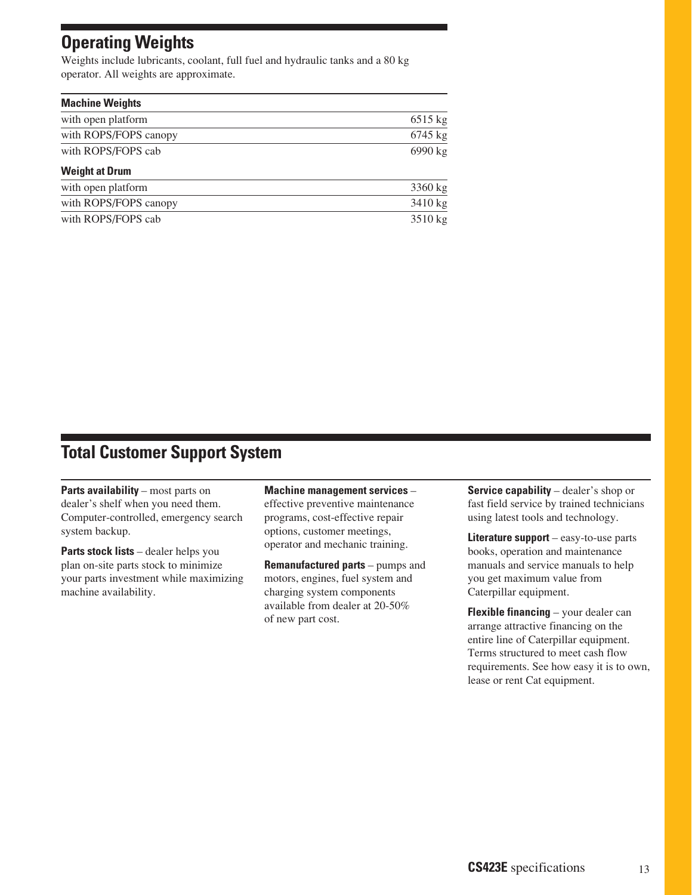## Operating Weights

Weights include lubricants, coolant, full fuel and hydraulic tanks and a 80 kg operator. All weights are approximate.

| **Machine Weights** | |
|---|---|
| with open platform | 6515 kg |
| with ROPS/FOPS canopy | 6745 kg |
| with ROPS/FOPS cab | 6990 kg |
| **Weight at Drum** | |
| with open platform | 3360 kg |
| with ROPS/FOPS canopy | 3410 kg |
| with ROPS/FOPS cab | 3510 kg |

## Total Customer Support System

**Parts availability** – most parts on dealer's shelf when you need them. Computer-controlled, emergency search system backup.

**Parts stock lists** – dealer helps you plan on-site parts stock to minimize your parts investment while maximizing machine availability.

**Machine management services** – effective preventive maintenance programs, cost-effective repair options, customer meetings, operator and mechanic training.

**Remanufactured parts** – pumps and motors, engines, fuel system and charging system components available from dealer at 20-50% of new part cost.

**Service capability** – dealer's shop or fast field service by trained technicians using latest tools and technology.

**Literature support** – easy-to-use parts books, operation and maintenance manuals and service manuals to help you get maximum value from Caterpillar equipment.

**Flexible financing** – your dealer can arrange attractive financing on the entire line of Caterpillar equipment. Terms structured to meet cash flow requirements. See how easy it is to own, lease or rent Cat equipment.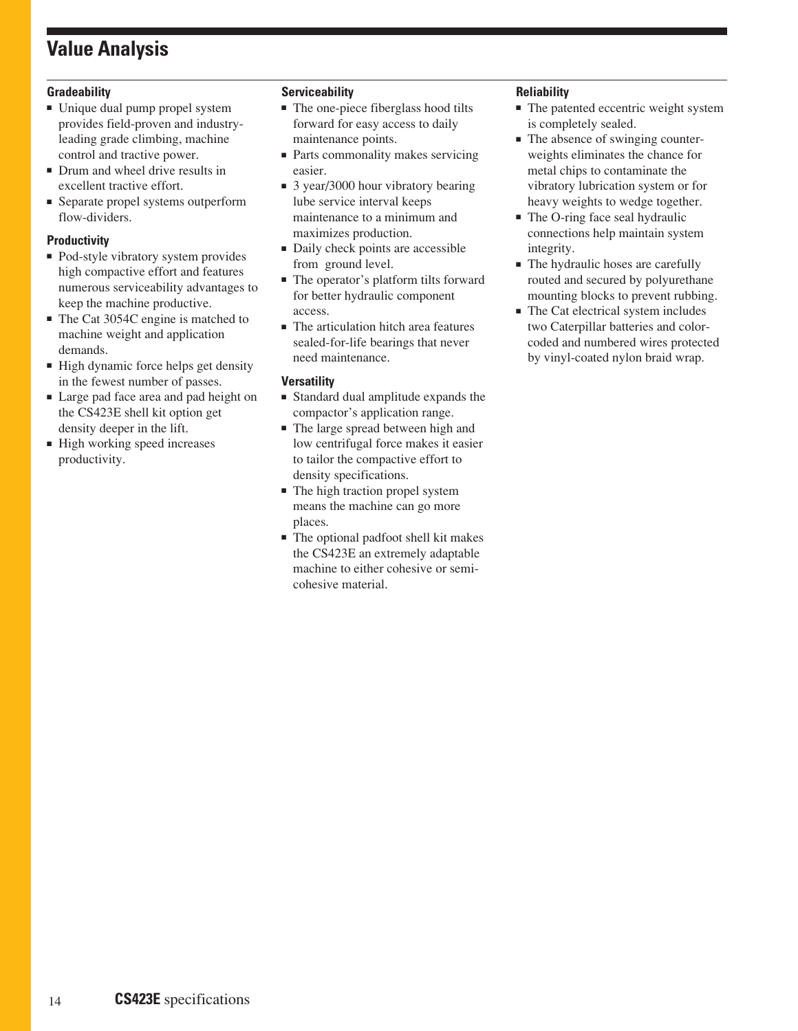# Value Analysis

### Gradeability

- Unique dual pump propel system provides field-proven and industry-leading grade climbing, machine control and tractive power.
- Drum and wheel drive results in excellent tractive effort.
- Separate propel systems outperform flow-dividers.

### Productivity

- Pod-style vibratory system provides high compactive effort and features numerous serviceability advantages to keep the machine productive.
- The Cat 3054C engine is matched to machine weight and application demands.
- High dynamic force helps get density in the fewest number of passes.
- Large pad face area and pad height on the CS423E shell kit option get density deeper in the lift.
- High working speed increases productivity.

### Serviceability

- The one-piece fiberglass hood tilts forward for easy access to daily maintenance points.
- Parts commonality makes servicing easier.
- 3 year/3000 hour vibratory bearing lube service interval keeps maintenance to a minimum and maximizes production.
- Daily check points are accessible from ground level.
- The operator's platform tilts forward for better hydraulic component access.
- The articulation hitch area features sealed-for-life bearings that never need maintenance.

### Versatility

- Standard dual amplitude expands the compactor's application range.
- The large spread between high and low centrifugal force makes it easier to tailor the compactive effort to density specifications.
- The high traction propel system means the machine can go more places.
- The optional padfoot shell kit makes the CS423E an extremely adaptable machine to either cohesive or semi-cohesive material.

### Reliability

- The patented eccentric weight system is completely sealed.
- The absence of swinging counter-weights eliminates the chance for metal chips to contaminate the vibratory lubrication system or for heavy weights to wedge together.
- The O-ring face seal hydraulic connections help maintain system integrity.
- The hydraulic hoses are carefully routed and secured by polyurethane mounting blocks to prevent rubbing.
- The Cat electrical system includes two Caterpillar batteries and color-coded and numbered wires protected by vinyl-coated nylon braid wrap.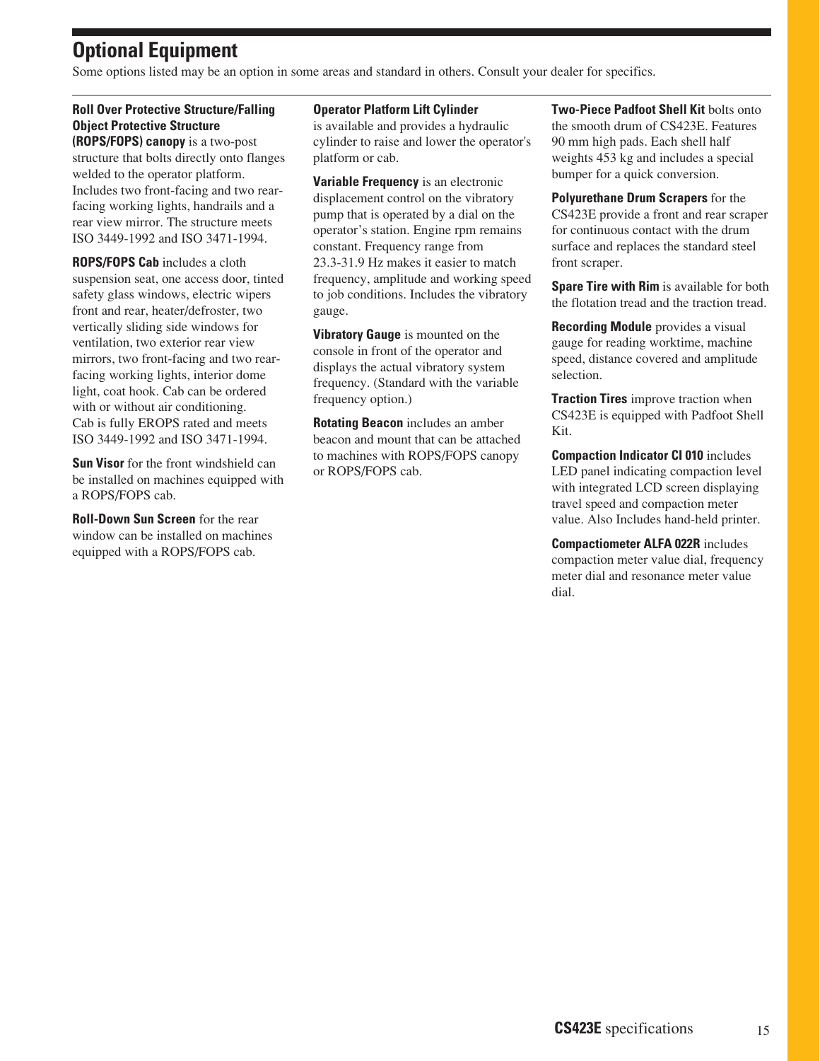## Optional Equipment

Some options listed may be an option in some areas and standard in others. Consult your dealer for specifics.

**Roll Over Protective Structure/Falling Object Protective Structure (ROPS/FOPS) canopy** is a two-post structure that bolts directly onto flanges welded to the operator platform. Includes two front-facing and two rear-facing working lights, handrails and a rear view mirror. The structure meets ISO 3449-1992 and ISO 3471-1994.

**ROPS/FOPS Cab** includes a cloth suspension seat, one access door, tinted safety glass windows, electric wipers front and rear, heater/defroster, two vertically sliding side windows for ventilation, two exterior rear view mirrors, two front-facing and two rear-facing working lights, interior dome light, coat hook. Cab can be ordered with or without air conditioning. Cab is fully EROPS rated and meets ISO 3449-1992 and ISO 3471-1994.

**Sun Visor** for the front windshield can be installed on machines equipped with a ROPS/FOPS cab.

**Roll-Down Sun Screen** for the rear window can be installed on machines equipped with a ROPS/FOPS cab.

**Operator Platform Lift Cylinder** is available and provides a hydraulic cylinder to raise and lower the operator's platform or cab.

**Variable Frequency** is an electronic displacement control on the vibratory pump that is operated by a dial on the operator's station. Engine rpm remains constant. Frequency range from 23.3-31.9 Hz makes it easier to match frequency, amplitude and working speed to job conditions. Includes the vibratory gauge.

**Vibratory Gauge** is mounted on the console in front of the operator and displays the actual vibratory system frequency. (Standard with the variable frequency option.)

**Rotating Beacon** includes an amber beacon and mount that can be attached to machines with ROPS/FOPS canopy or ROPS/FOPS cab.

**Two-Piece Padfoot Shell Kit** bolts onto the smooth drum of CS423E. Features 90 mm high pads. Each shell half weights 453 kg and includes a special bumper for a quick conversion.

**Polyurethane Drum Scrapers** for the CS423E provide a front and rear scraper for continuous contact with the drum surface and replaces the standard steel front scraper.

**Spare Tire with Rim** is available for both the flotation tread and the traction tread.

**Recording Module** provides a visual gauge for reading worktime, machine speed, distance covered and amplitude selection.

**Traction Tires** improve traction when CS423E is equipped with Padfoot Shell Kit.

**Compaction Indicator CI 010** includes LED panel indicating compaction level with integrated LCD screen displaying travel speed and compaction meter value. Also Includes hand-held printer.

**Compactiometer ALFA 022R** includes compaction meter value dial, frequency meter dial and resonance meter value dial.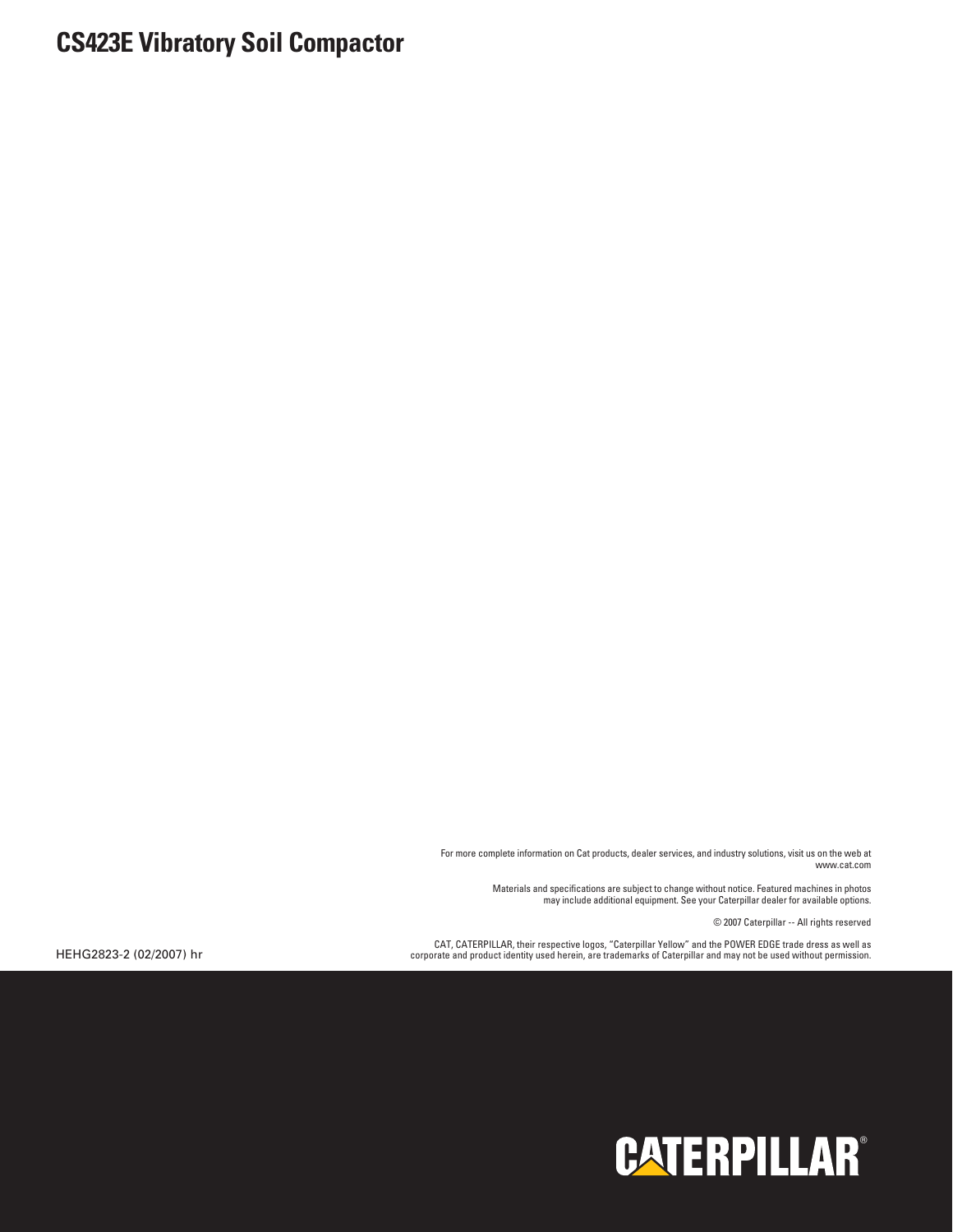# CS423E Vibratory Soil Compactor

For more complete information on Cat products, dealer services, and industry solutions, visit us on the web at www.cat.com

Materials and specifications are subject to change without notice. Featured machines in photos may include additional equipment. See your Caterpillar dealer for available options.

© 2007 Caterpillar -- All rights reserved

CAT, CATERPILLAR, their respective logos, "Caterpillar Yellow" and the POWER EDGE trade dress as well as corporate and product identity used herein, are trademarks of Caterpillar and may not be used without permission.

HEHG2823-2 (02/2007) hr

CATERPILLAR®